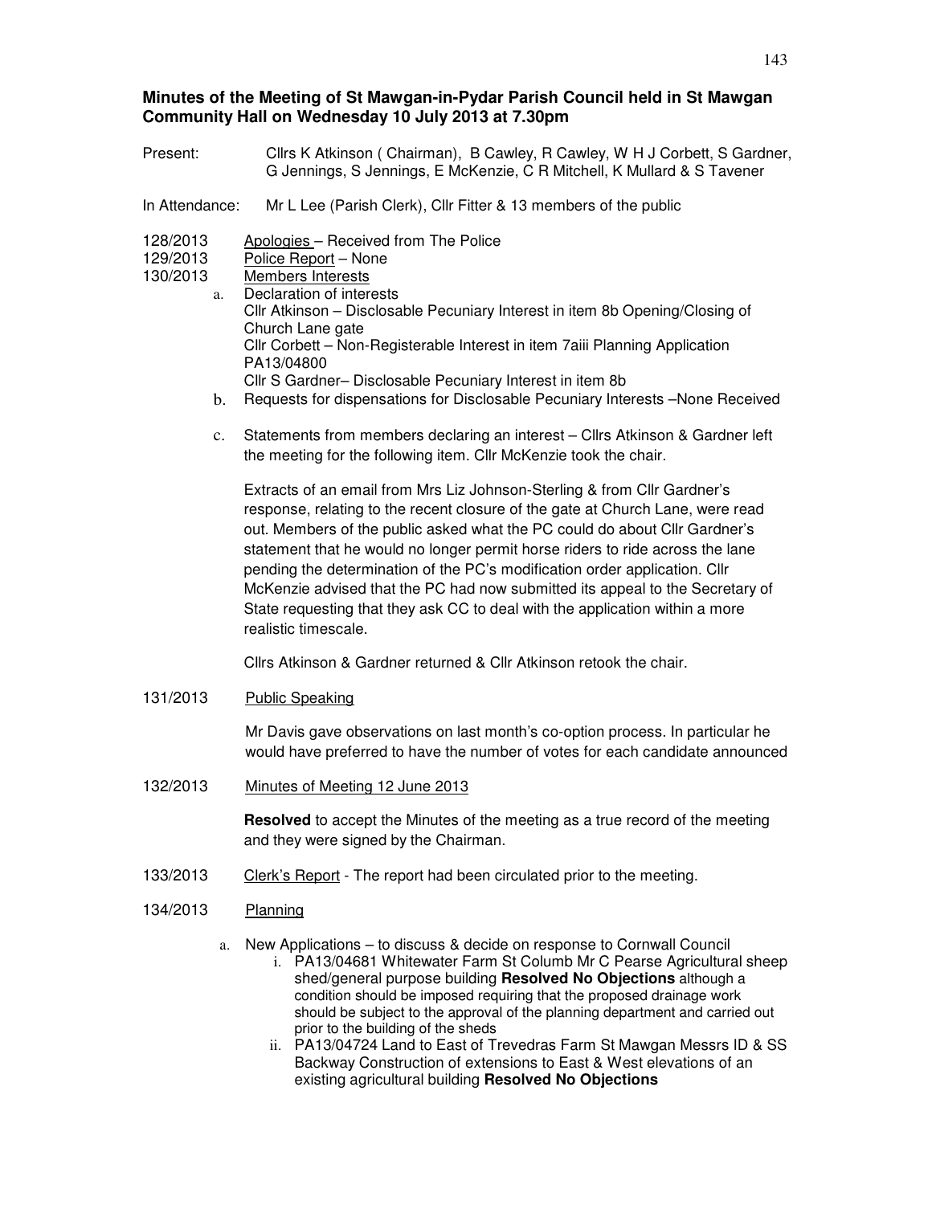**Minutes of the Meeting of St Mawgan-in-Pydar Parish Council held in St Mawgan Community Hall on Wednesday 10 July 2013 at 7.30pm**

Present: Cllrs K Atkinson ( Chairman), B Cawley, R Cawley, W H J Corbett, S Gardner, G Jennings, S Jennings, E McKenzie, C R Mitchell, K Mullard & S Tavener

In Attendance: Mr L Lee (Parish Clerk), Cllr Fitter & 13 members of the public

128/2013 Apologies – Received from The Police

129/2013 Police Report – None

130/2013 Members Interests

a. Declaration of interests
Cllr Atkinson – Disclosable Pecuniary Interest in item 8b Opening/Closing of Church Lane gate
Cllr Corbett – Non-Registerable Interest in item 7aiii Planning Application PA13/04800
Cllr S Gardner– Disclosable Pecuniary Interest in item 8b

b. Requests for dispensations for Disclosable Pecuniary Interests –None Received

c. Statements from members declaring an interest – Cllrs Atkinson & Gardner left the meeting for the following item. Cllr McKenzie took the chair.

Extracts of an email from Mrs Liz Johnson-Sterling & from Cllr Gardner's response, relating to the recent closure of the gate at Church Lane, were read out. Members of the public asked what the PC could do about Cllr Gardner's statement that he would no longer permit horse riders to ride across the lane pending the determination of the PC's modification order application. Cllr McKenzie advised that the PC had now submitted its appeal to the Secretary of State requesting that they ask CC to deal with the application within a more realistic timescale.

Cllrs Atkinson & Gardner returned & Cllr Atkinson retook the chair.

131/2013 Public Speaking

Mr Davis gave observations on last month's co-option process. In particular he would have preferred to have the number of votes for each candidate announced

132/2013 Minutes of Meeting 12 June 2013

**Resolved** to accept the Minutes of the meeting as a true record of the meeting and they were signed by the Chairman.

133/2013 Clerk's Report - The report had been circulated prior to the meeting.

134/2013 Planning

a. New Applications – to discuss & decide on response to Cornwall Council
   i. PA13/04681 Whitewater Farm St Columb Mr C Pearse Agricultural sheep shed/general purpose building **Resolved No Objections** although a condition should be imposed requiring that the proposed drainage work should be subject to the approval of the planning department and carried out prior to the building of the sheds
   ii. PA13/04724 Land to East of Trevedras Farm St Mawgan Messrs ID & SS Backway Construction of extensions to East & West elevations of an existing agricultural building **Resolved No Objections**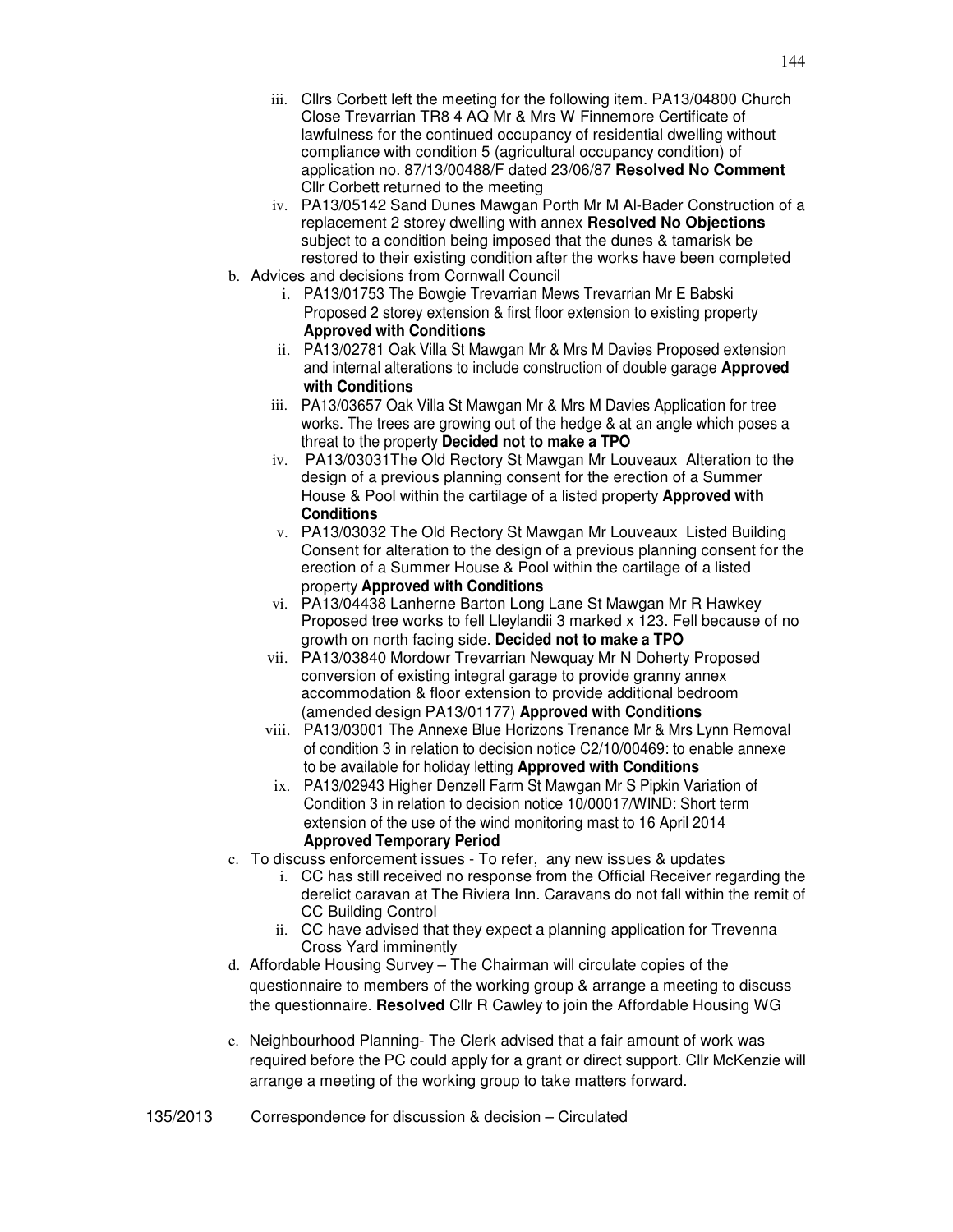iii. Cllrs Corbett left the meeting for the following item. PA13/04800 Church Close Trevarrian TR8 4 AQ Mr & Mrs W Finnemore Certificate of lawfulness for the continued occupancy of residential dwelling without compliance with condition 5 (agricultural occupancy condition) of application no. 87/13/00488/F dated 23/06/87 **Resolved No Comment** Cllr Corbett returned to the meeting
   iv. PA13/05142 Sand Dunes Mawgan Porth Mr M Al-Bader Construction of a replacement 2 storey dwelling with annex **Resolved No Objections** subject to a condition being imposed that the dunes & tamarisk be restored to their existing condition after the works have been completed

b. Advices and decisions from Cornwall Council
   i. PA13/01753 The Bowgie Trevarrian Mews Trevarrian Mr E Babski Proposed 2 storey extension & first floor extension to existing property **Approved with Conditions**
   ii. PA13/02781 Oak Villa St Mawgan Mr & Mrs M Davies Proposed extension and internal alterations to include construction of double garage **Approved with Conditions**
   iii. PA13/03657 Oak Villa St Mawgan Mr & Mrs M Davies Application for tree works. The trees are growing out of the hedge & at an angle which poses a threat to the property **Decided not to make a TPO**
   iv. PA13/03031The Old Rectory St Mawgan Mr Louveaux Alteration to the design of a previous planning consent for the erection of a Summer House & Pool within the cartilage of a listed property **Approved with Conditions**
   v. PA13/03032 The Old Rectory St Mawgan Mr Louveaux Listed Building Consent for alteration to the design of a previous planning consent for the erection of a Summer House & Pool within the cartilage of a listed property **Approved with Conditions**
   vi. PA13/04438 Lanherne Barton Long Lane St Mawgan Mr R Hawkey Proposed tree works to fell Lleylandii 3 marked x 123. Fell because of no growth on north facing side. **Decided not to make a TPO**
   vii. PA13/03840 Mordowr Trevarrian Newquay Mr N Doherty Proposed conversion of existing integral garage to provide granny annex accommodation & floor extension to provide additional bedroom (amended design PA13/01177) **Approved with Conditions**
   viii. PA13/03001 The Annexe Blue Horizons Trenance Mr & Mrs Lynn Removal of condition 3 in relation to decision notice C2/10/00469: to enable annexe to be available for holiday letting **Approved with Conditions**
   ix. PA13/02943 Higher Denzell Farm St Mawgan Mr S Pipkin Variation of Condition 3 in relation to decision notice 10/00017/WIND: Short term extension of the use of the wind monitoring mast to 16 April 2014 **Approved Temporary Period**

c. To discuss enforcement issues - To refer, any new issues & updates
   i. CC has still received no response from the Official Receiver regarding the derelict caravan at The Riviera Inn. Caravans do not fall within the remit of CC Building Control
   ii. CC have advised that they expect a planning application for Trevenna Cross Yard imminently

d. Affordable Housing Survey – The Chairman will circulate copies of the questionnaire to members of the working group & arrange a meeting to discuss the questionnaire. **Resolved** Cllr R Cawley to join the Affordable Housing WG

e. Neighbourhood Planning- The Clerk advised that a fair amount of work was required before the PC could apply for a grant or direct support. Cllr McKenzie will arrange a meeting of the working group to take matters forward.

135/2013 Correspondence for discussion & decision – Circulated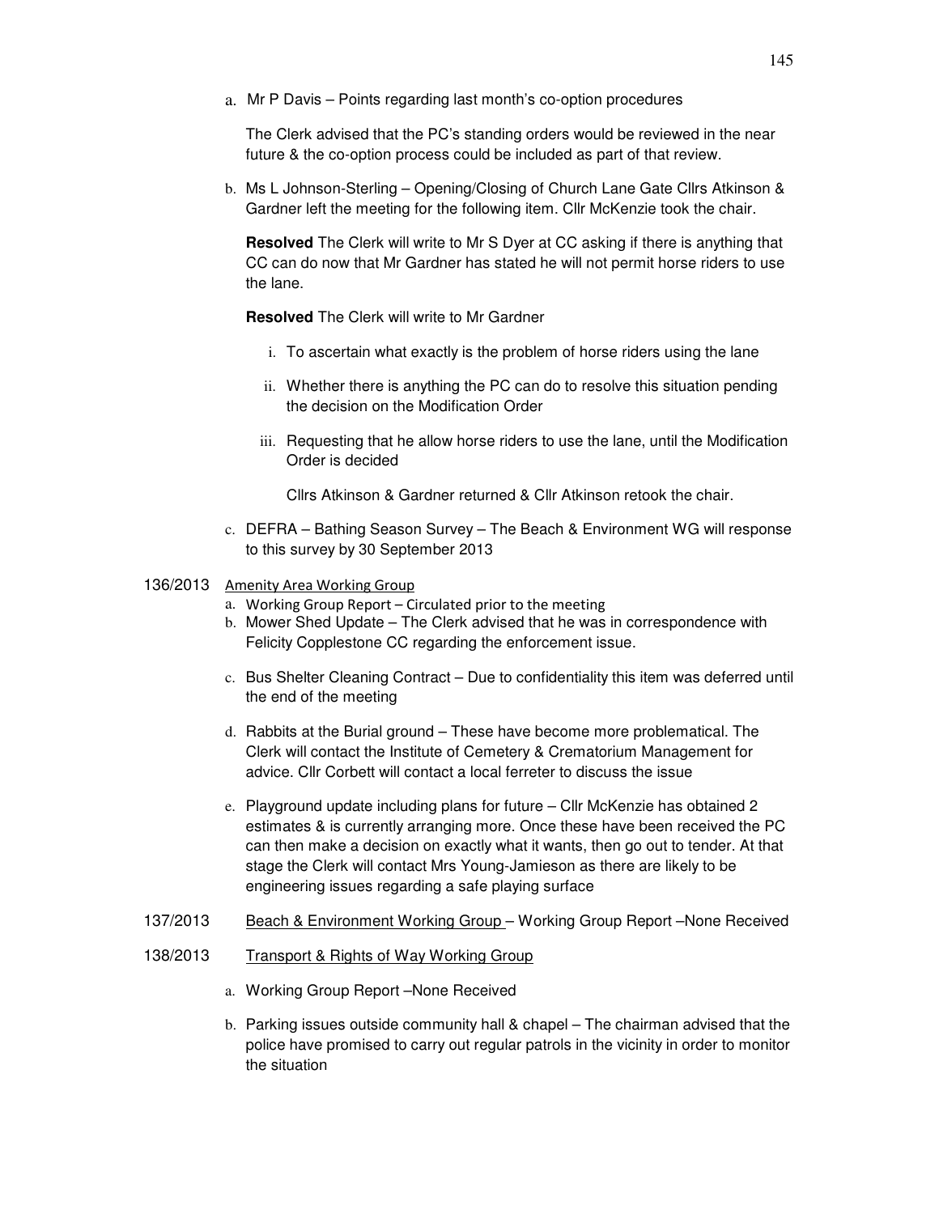a. Mr P Davis – Points regarding last month's co-option procedures

   The Clerk advised that the PC's standing orders would be reviewed in the near future & the co-option process could be included as part of that review.

b. Ms L Johnson-Sterling – Opening/Closing of Church Lane Gate Cllrs Atkinson & Gardner left the meeting for the following item. Cllr McKenzie took the chair.

   **Resolved** The Clerk will write to Mr S Dyer at CC asking if there is anything that CC can do now that Mr Gardner has stated he will not permit horse riders to use the lane.

   **Resolved** The Clerk will write to Mr Gardner

   i. To ascertain what exactly is the problem of horse riders using the lane

   ii. Whether there is anything the PC can do to resolve this situation pending the decision on the Modification Order

   iii. Requesting that he allow horse riders to use the lane, until the Modification Order is decided

   Cllrs Atkinson & Gardner returned & Cllr Atkinson retook the chair.

c. DEFRA – Bathing Season Survey – The Beach & Environment WG will response to this survey by 30 September 2013

136/2013 <u>Amenity Area Working Group</u>

a. Working Group Report – Circulated prior to the meeting
b. Mower Shed Update – The Clerk advised that he was in correspondence with Felicity Copplestone CC regarding the enforcement issue.
c. Bus Shelter Cleaning Contract – Due to confidentiality this item was deferred until the end of the meeting
d. Rabbits at the Burial ground – These have become more problematical. The Clerk will contact the Institute of Cemetery & Crematorium Management for advice. Cllr Corbett will contact a local ferreter to discuss the issue
e. Playground update including plans for future – Cllr McKenzie has obtained 2 estimates & is currently arranging more. Once these have been received the PC can then make a decision on exactly what it wants, then go out to tender. At that stage the Clerk will contact Mrs Young-Jamieson as there are likely to be engineering issues regarding a safe playing surface

137/2013 <u>Beach & Environment Working Group</u> – Working Group Report –None Received

138/2013 <u>Transport & Rights of Way Working Group</u>

a. Working Group Report –None Received
b. Parking issues outside community hall & chapel – The chairman advised that the police have promised to carry out regular patrols in the vicinity in order to monitor the situation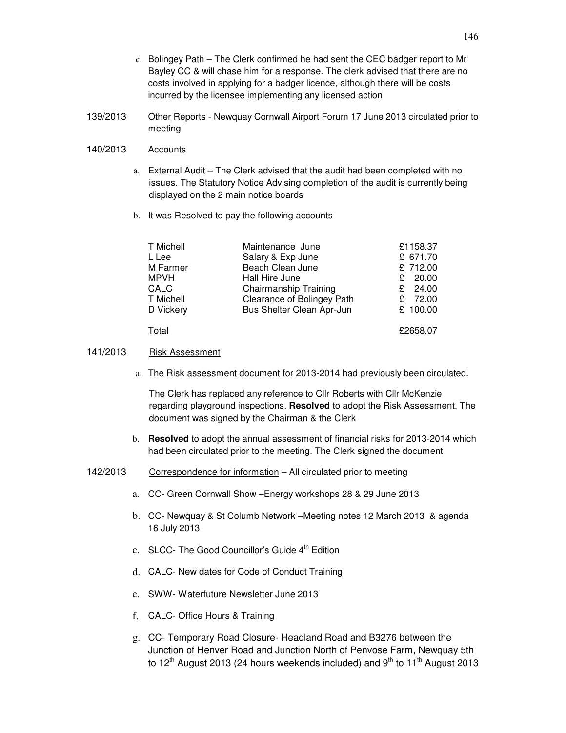c. Bolingey Path – The Clerk confirmed he had sent the CEC badger report to Mr Bayley CC & will chase him for a response. The clerk advised that there are no costs involved in applying for a badger licence, although there will be costs incurred by the licensee implementing any licensed action

139/2013 Other Reports - Newquay Cornwall Airport Forum 17 June 2013 circulated prior to meeting

140/2013 Accounts

a. External Audit – The Clerk advised that the audit had been completed with no issues. The Statutory Notice Advising completion of the audit is currently being displayed on the 2 main notice boards

b. It was Resolved to pay the following accounts

| | | |
|---|---|---|
| T Michell | Maintenance June | £1158.37 |
| L Lee | Salary & Exp June | £ 671.70 |
| M Farmer | Beach Clean June | £ 712.00 |
| MPVH | Hall Hire June | £ 20.00 |
| CALC | Chairmanship Training | £ 24.00 |
| T Michell | Clearance of Bolingey Path | £ 72.00 |
| D Vickery | Bus Shelter Clean Apr-Jun | £ 100.00 |
| Total | | £2658.07 |

141/2013 Risk Assessment

a. The Risk assessment document for 2013-2014 had previously been circulated.

The Clerk has replaced any reference to Cllr Roberts with Cllr McKenzie regarding playground inspections. **Resolved** to adopt the Risk Assessment. The document was signed by the Chairman & the Clerk

b. **Resolved** to adopt the annual assessment of financial risks for 2013-2014 which had been circulated prior to the meeting. The Clerk signed the document

142/2013 Correspondence for information – All circulated prior to meeting

a. CC- Green Cornwall Show –Energy workshops 28 & 29 June 2013

b. CC- Newquay & St Columb Network –Meeting notes 12 March 2013 & agenda 16 July 2013

c. SLCC- The Good Councillor's Guide 4th Edition

d. CALC- New dates for Code of Conduct Training

e. SWW- Waterfuture Newsletter June 2013

f. CALC- Office Hours & Training

g. CC- Temporary Road Closure- Headland Road and B3276 between the Junction of Henver Road and Junction North of Penvose Farm, Newquay 5th to 12th August 2013 (24 hours weekends included) and 9th to 11th August 2013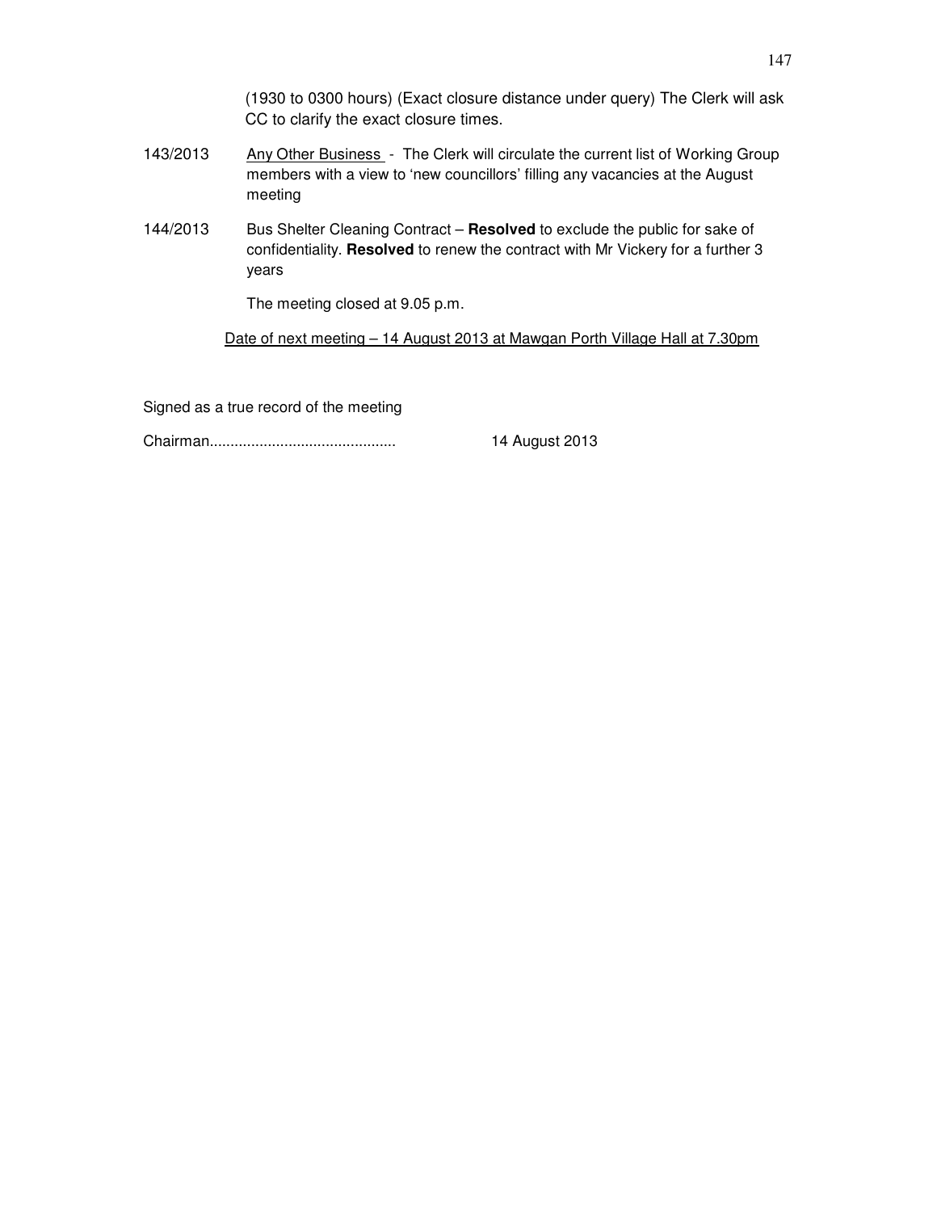(1930 to 0300 hours) (Exact closure distance under query) The Clerk will ask CC to clarify the exact closure times.

143/2013 Any Other Business - The Clerk will circulate the current list of Working Group members with a view to 'new councillors' filling any vacancies at the August meeting

144/2013 Bus Shelter Cleaning Contract – **Resolved** to exclude the public for sake of confidentiality. **Resolved** to renew the contract with Mr Vickery for a further 3 years

The meeting closed at 9.05 p.m.

Date of next meeting – 14 August 2013 at Mawgan Porth Village Hall at 7.30pm

Signed as a true record of the meeting

Chairman............................................ 14 August 2013